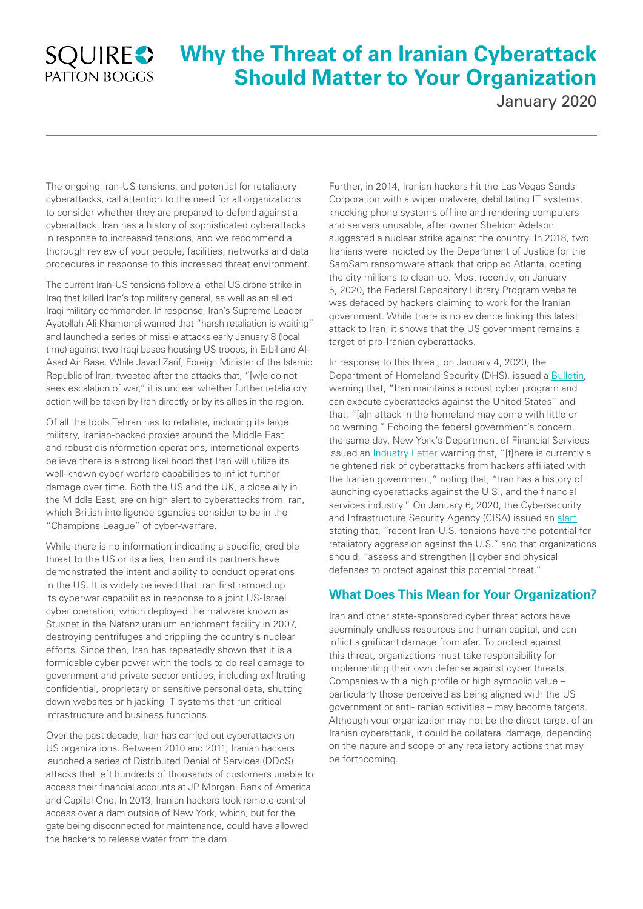# Why the Threat of an Iranian Cyberattack Should Matter to Your Organization

January 2020

The ongoing Iran-US tensions, and potential for retaliatory cyberattacks, call attention to the need for all organizations to consider whether they are prepared to defend against a cyberattack. Iran has a history of sophisticated cyberattacks in response to increased tensions, and we recommend a thorough review of your people, facilities, networks and data procedures in response to this increased threat environment.

The current Iran-US tensions follow a lethal US drone strike in Iraq that killed Iran's top military general, as well as an allied Iraqi military commander. In response, Iran's Supreme Leader Ayatollah Ali Khamenei warned that "harsh retaliation is waiting" and launched a series of missile attacks early January 8 (local time) against two Iraqi bases housing US troops, in Erbil and Al-Asad Air Base. While Javad Zarif, Foreign Minister of the Islamic Republic of Iran, tweeted after the attacks that, "[w]e do not seek escalation of war," it is unclear whether further retaliatory action will be taken by Iran directly or by its allies in the region.

Of all the tools Tehran has to retaliate, including its large military, Iranian-backed proxies around the Middle East and robust disinformation operations, international experts believe there is a strong likelihood that Iran will utilize its well-known cyber-warfare capabilities to inflict further damage over time. Both the US and the UK, a close ally in the Middle East, are on high alert to cyberattacks from Iran, which British intelligence agencies consider to be in the "Champions League" of cyber-warfare.

While there is no information indicating a specific, credible threat to the US or its allies, Iran and its partners have demonstrated the intent and ability to conduct operations in the US. It is widely believed that Iran first ramped up its cyberwar capabilities in response to a joint US-Israel cyber operation, which deployed the malware known as Stuxnet in the Natanz uranium enrichment facility in 2007, destroying centrifuges and crippling the country's nuclear efforts. Since then, Iran has repeatedly shown that it is a formidable cyber power with the tools to do real damage to government and private sector entities, including exfiltrating confidential, proprietary or sensitive personal data, shutting down websites or hijacking IT systems that run critical infrastructure and business functions.

Over the past decade, Iran has carried out cyberattacks on US organizations. Between 2010 and 2011, Iranian hackers launched a series of Distributed Denial of Services (DDoS) attacks that left hundreds of thousands of customers unable to access their financial accounts at JP Morgan, Bank of America and Capital One. In 2013, Iranian hackers took remote control access over a dam outside of New York, which, but for the gate being disconnected for maintenance, could have allowed the hackers to release water from the dam.

Further, in 2014, Iranian hackers hit the Las Vegas Sands Corporation with a wiper malware, debilitating IT systems, knocking phone systems offline and rendering computers and servers unusable, after owner Sheldon Adelson suggested a nuclear strike against the country. In 2018, two Iranians were indicted by the Department of Justice for the SamSam ransomware attack that crippled Atlanta, costing the city millions to clean-up. Most recently, on January 5, 2020, the Federal Depository Library Program website was defaced by hackers claiming to work for the Iranian government. While there is no evidence linking this latest attack to Iran, it shows that the US government remains a target of pro-Iranian cyberattacks.

In response to this threat, on January 4, 2020, the Department of Homeland Security (DHS), issued a Bulletin, warning that, "Iran maintains a robust cyber program and can execute cyberattacks against the United States" and that, "[a]n attack in the homeland may come with little or no warning." Echoing the federal government's concern, the same day, New York's Department of Financial Services issued an Industry Letter warning that, "[t]here is currently a heightened risk of cyberattacks from hackers affiliated with the Iranian government," noting that, "Iran has a history of launching cyberattacks against the U.S., and the financial services industry." On January 6, 2020, the Cybersecurity and Infrastructure Security Agency (CISA) issued an alert stating that, "recent Iran-U.S. tensions have the potential for retaliatory aggression against the U.S." and that organizations should, "assess and strengthen [] cyber and physical defenses to protect against this potential threat."

## What Does This Mean for Your Organization?

Iran and other state-sponsored cyber threat actors have seemingly endless resources and human capital, and can inflict significant damage from afar. To protect against this threat, organizations must take responsibility for implementing their own defense against cyber threats. Companies with a high profile or high symbolic value – particularly those perceived as being aligned with the US government or anti-Iranian activities – may become targets. Although your organization may not be the direct target of an Iranian cyberattack, it could be collateral damage, depending on the nature and scope of any retaliatory actions that may be forthcoming.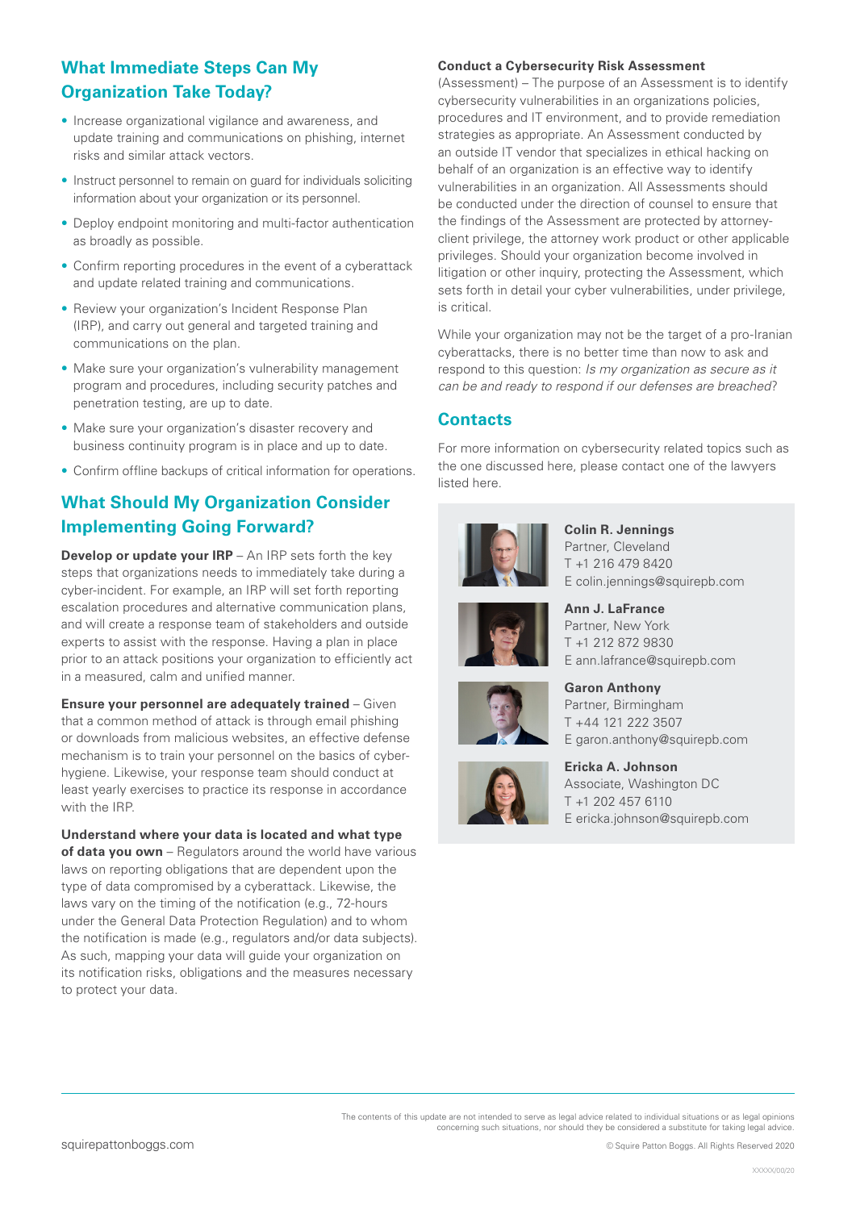## What Immediate Steps Can My Organization Take Today?

- Increase organizational vigilance and awareness, and update training and communications on phishing, internet risks and similar attack vectors.
- Instruct personnel to remain on guard for individuals soliciting information about your organization or its personnel.
- Deploy endpoint monitoring and multi-factor authentication as broadly as possible.
- Confirm reporting procedures in the event of a cyberattack and update related training and communications.
- Review your organization's Incident Response Plan (IRP), and carry out general and targeted training and communications on the plan.
- Make sure your organization's vulnerability management program and procedures, including security patches and penetration testing, are up to date.
- Make sure your organization's disaster recovery and business continuity program is in place and up to date.
- Confirm offline backups of critical information for operations.

## What Should My Organization Consider Implementing Going Forward?

**Develop or update your IRP** – An IRP sets forth the key steps that organizations needs to immediately take during a cyber-incident. For example, an IRP will set forth reporting escalation procedures and alternative communication plans, and will create a response team of stakeholders and outside experts to assist with the response. Having a plan in place prior to an attack positions your organization to efficiently act in a measured, calm and unified manner.

**Ensure your personnel are adequately trained** – Given that a common method of attack is through email phishing or downloads from malicious websites, an effective defense mechanism is to train your personnel on the basics of cyber-hygiene. Likewise, your response team should conduct at least yearly exercises to practice its response in accordance with the IRP.

**Understand where your data is located and what type of data you own** – Regulators around the world have various laws on reporting obligations that are dependent upon the type of data compromised by a cyberattack. Likewise, the laws vary on the timing of the notification (e.g., 72-hours under the General Data Protection Regulation) and to whom the notification is made (e.g., regulators and/or data subjects). As such, mapping your data will guide your organization on its notification risks, obligations and the measures necessary to protect your data.

**Conduct a Cybersecurity Risk Assessment** (Assessment) – The purpose of an Assessment is to identify cybersecurity vulnerabilities in an organizations policies, procedures and IT environment, and to provide remediation strategies as appropriate. An Assessment conducted by an outside IT vendor that specializes in ethical hacking on behalf of an organization is an effective way to identify vulnerabilities in an organization. All Assessments should be conducted under the direction of counsel to ensure that the findings of the Assessment are protected by attorney-client privilege, the attorney work product or other applicable privileges. Should your organization become involved in litigation or other inquiry, protecting the Assessment, which sets forth in detail your cyber vulnerabilities, under privilege, is critical.

While your organization may not be the target of a pro-Iranian cyberattacks, there is no better time than now to ask and respond to this question: *Is my organization as secure as it can be and ready to respond if our defenses are breached*?

## Contacts

For more information on cybersecurity related topics such as the one discussed here, please contact one of the lawyers listed here.

**Colin R. Jennings**
Partner, Cleveland
T +1 216 479 8420
E colin.jennings@squirepb.com

**Ann J. LaFrance**
Partner, New York
T +1 212 872 9830
E ann.lafrance@squirepb.com

**Garon Anthony**
Partner, Birmingham
T +44 121 222 3507
E garon.anthony@squirepb.com

**Ericka A. Johnson**
Associate, Washington DC
T +1 202 457 6110
E ericka.johnson@squirepb.com

The contents of this update are not intended to serve as legal advice related to individual situations or as legal opinions concerning such situations, nor should they be considered a substitute for taking legal advice.

squirepattonboggs.com

© Squire Patton Boggs. All Rights Reserved 2020

XXXXX/00/20